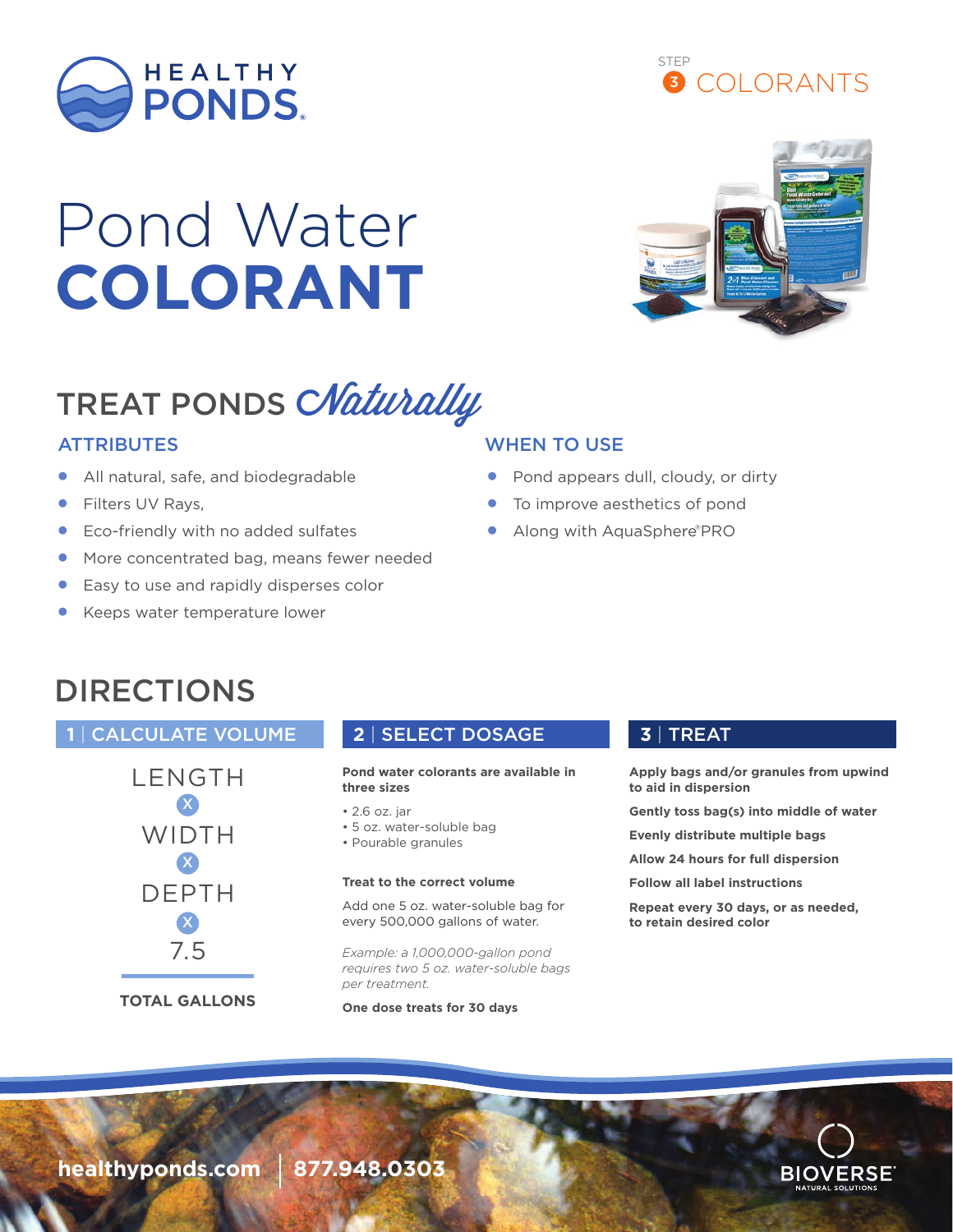HEALTHY PONDS

STEP 3 COLORANTS

# Pond Water **COLORANT**

## TREAT PONDS *Naturally*

### ATTRIBUTES

- All natural, safe, and biodegradable
- Filters UV Rays,
- Eco-friendly with no added sulfates
- More concentrated bag, means fewer needed
- Easy to use and rapidly disperses color
- Keeps water temperature lower

### WHEN TO USE

- Pond appears dull, cloudy, or dirty
- To improve aesthetics of pond
- Along with AquaSphere®PRO

## DIRECTIONS

### 1 | CALCULATE VOLUME

LENGTH
X
WIDTH
X
DEPTH
X
7.5

**TOTAL GALLONS**

### 2 | SELECT DOSAGE

**Pond water colorants are available in three sizes**

- 2.6 oz. jar
- 5 oz. water-soluble bag
- Pourable granules

**Treat to the correct volume**

Add one 5 oz. water-soluble bag for every 500,000 gallons of water.

*Example: a 1,000,000-gallon pond requires two 5 oz. water-soluble bags per treatment.*

**One dose treats for 30 days**

### 3 | TREAT

**Apply bags and/or granules from upwind to aid in dispersion**

**Gently toss bag(s) into middle of water**

**Evenly distribute multiple bags**

**Allow 24 hours for full dispersion**

**Follow all label instructions**

**Repeat every 30 days, or as needed, to retain desired color**

**healthyponds.com | 877.948.0303**

BIOVERSE® NATURAL SOLUTIONS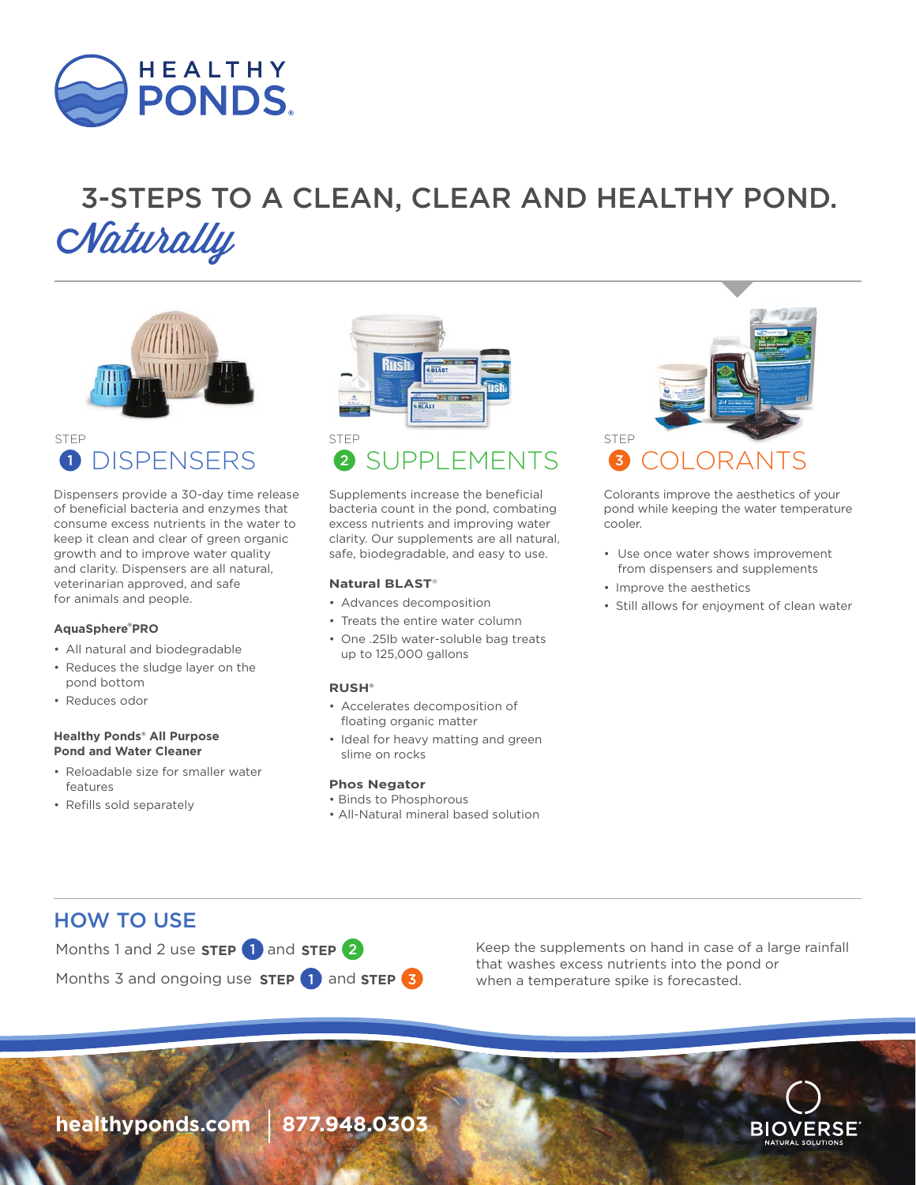HEALTHY PONDS

# 3-STEPS TO A CLEAN, CLEAR AND HEALTHY POND.

*Naturally*

## STEP 1 DISPENSERS

Dispensers provide a 30-day time release of beneficial bacteria and enzymes that consume excess nutrients in the water to keep it clean and clear of green organic growth and to improve water quality and clarity. Dispensers are all natural, veterinarian approved, and safe for animals and people.

**AquaSphere®PRO**

- All natural and biodegradable
- Reduces the sludge layer on the pond bottom
- Reduces odor

**Healthy Ponds® All Purpose Pond and Water Cleaner**

- Reloadable size for smaller water features
- Refills sold separately

## STEP 2 SUPPLEMENTS

Supplements increase the beneficial bacteria count in the pond, combating excess nutrients and improving water clarity. Our supplements are all natural, safe, biodegradable, and easy to use.

**Natural BLAST®**

- Advances decomposition
- Treats the entire water column
- One .25lb water-soluble bag treats up to 125,000 gallons

**RUSH®**

- Accelerates decomposition of floating organic matter
- Ideal for heavy matting and green slime on rocks

**Phos Negator**

- Binds to Phosphorous
- All-Natural mineral based solution

## STEP 3 COLORANTS

Colorants improve the aesthetics of your pond while keeping the water temperature cooler.

- Use once water shows improvement from dispensers and supplements
- Improve the aesthetics
- Still allows for enjoyment of clean water

## HOW TO USE

Months 1 and 2 use **STEP 1** and **STEP 2**

Months 3 and ongoing use **STEP 1** and **STEP 3**

Keep the supplements on hand in case of a large rainfall that washes excess nutrients into the pond or when a temperature spike is forecasted.

**healthyponds.com | 877.948.0303**

BIOVERSE® NATURAL SOLUTIONS